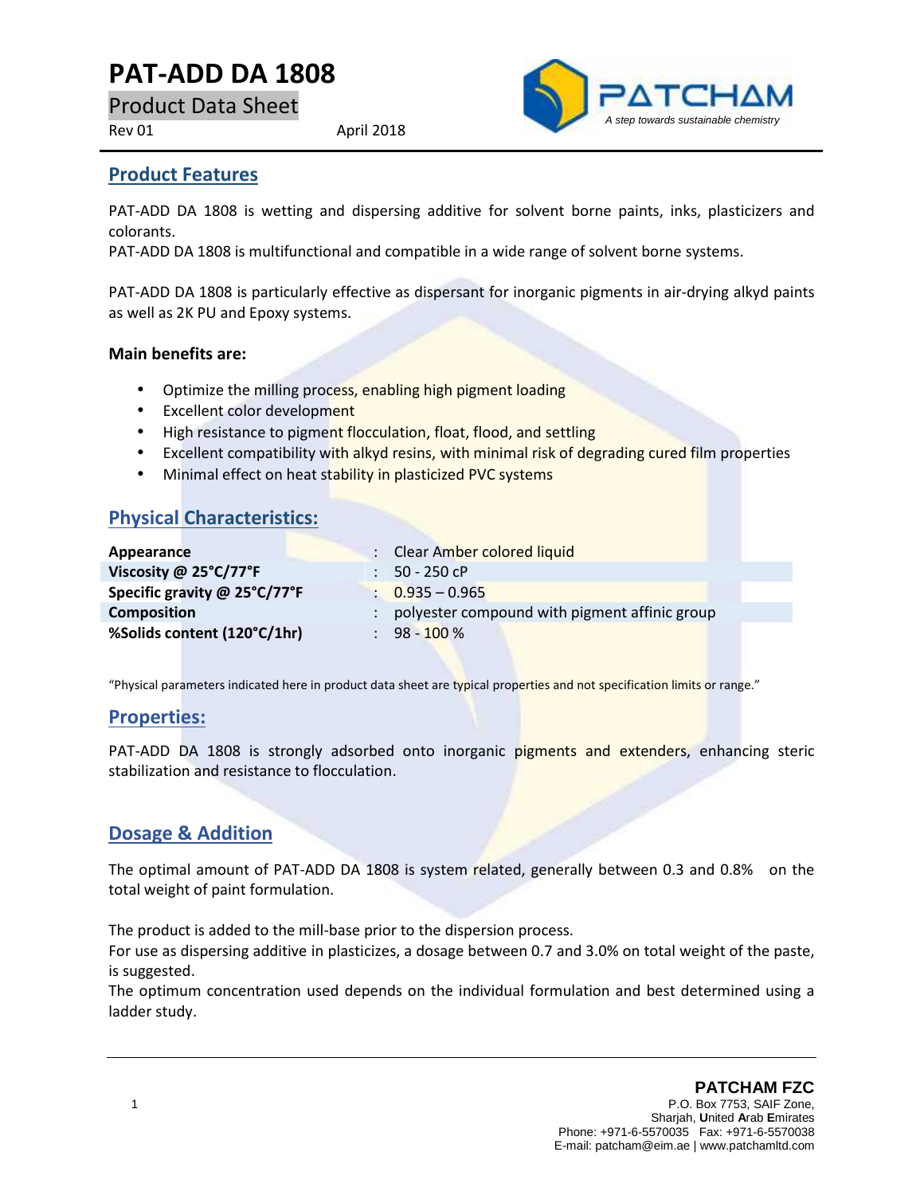# PAT-ADD DA 1808

Product Data Sheet

Rev 01 April 2018

PATCHAM

*A step towards sustainable chemistry*

## Product Features

PAT-ADD DA 1808 is wetting and dispersing additive for solvent borne paints, inks, plasticizers and colorants.

PAT-ADD DA 1808 is multifunctional and compatible in a wide range of solvent borne systems.

PAT-ADD DA 1808 is particularly effective as dispersant for inorganic pigments in air-drying alkyd paints as well as 2K PU and Epoxy systems.

**Main benefits are:**

- Optimize the milling process, enabling high pigment loading
- Excellent color development
- High resistance to pigment flocculation, float, flood, and settling
- Excellent compatibility with alkyd resins, with minimal risk of degrading cured film properties
- Minimal effect on heat stability in plasticized PVC systems

## Physical Characteristics:

| | |
|---|---|
| **Appearance** | Clear Amber colored liquid |
| **Viscosity @ 25°C/77°F** | 50 - 250 cP |
| **Specific gravity @ 25°C/77°F** | 0.935 – 0.965 |
| **Composition** | polyester compound with pigment affinic group |
| **%Solids content (120°C/1hr)** | 98 - 100 % |

"Physical parameters indicated here in product data sheet are typical properties and not specification limits or range."

## Properties:

PAT-ADD DA 1808 is strongly adsorbed onto inorganic pigments and extenders, enhancing steric stabilization and resistance to flocculation.

## Dosage & Addition

The optimal amount of PAT-ADD DA 1808 is system related, generally between 0.3 and 0.8% on the total weight of paint formulation.

The product is added to the mill-base prior to the dispersion process.

For use as dispersing additive in plasticizes, a dosage between 0.7 and 3.0% on total weight of the paste, is suggested.

The optimum concentration used depends on the individual formulation and best determined using a ladder study.

**PATCHAM FZC**
P.O. Box 7753, SAIF Zone,
Sharjah, **U**nited **A**rab **E**mirates
Phone: +971-6-5570035 Fax: +971-6-5570038
E-mail: patcham@eim.ae | www.patchamltd.com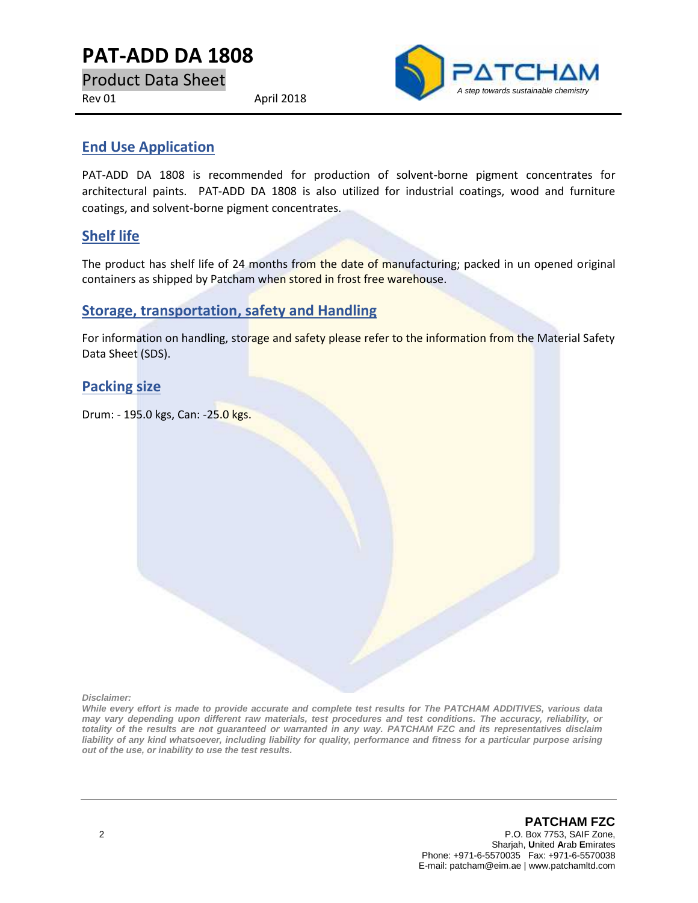## End Use Application

PAT-ADD DA 1808 is recommended for production of solvent-borne pigment concentrates for architectural paints. PAT-ADD DA 1808 is also utilized for industrial coatings, wood and furniture coatings, and solvent-borne pigment concentrates.

## Shelf life

The product has shelf life of 24 months from the date of manufacturing; packed in un opened original containers as shipped by Patcham when stored in frost free warehouse.

## Storage, transportation, safety and Handling

For information on handling, storage and safety please refer to the information from the Material Safety Data Sheet (SDS).

## Packing size

Drum: - 195.0 kgs, Can: -25.0 kgs.

***Disclaimer:***

***While every effort is made to provide accurate and complete test results for The PATCHAM ADDITIVES, various data may vary depending upon different raw materials, test procedures and test conditions. The accuracy, reliability, or totality of the results are not guaranteed or warranted in any way. PATCHAM FZC and its representatives disclaim liability of any kind whatsoever, including liability for quality, performance and fitness for a particular purpose arising out of the use, or inability to use the test results.***

**PATCHAM FZC**
P.O. Box 7753, SAIF Zone,
Sharjah, **U**nited **A**rab **E**mirates
Phone: +971-6-5570035 Fax: +971-6-5570038
E-mail: patcham@eim.ae | www.patchamltd.com